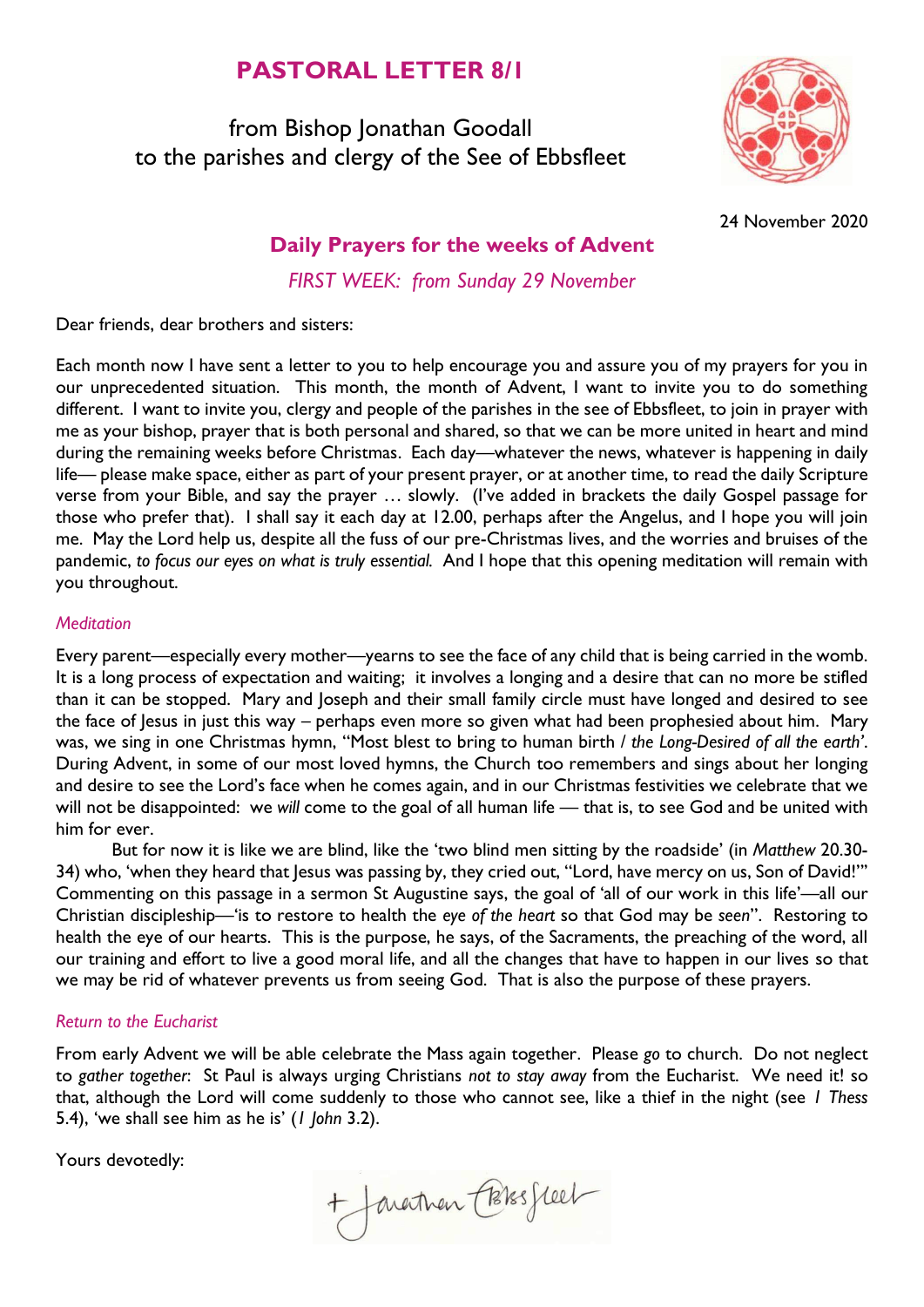# PASTORAL LETTER 8/1

from Bishop Jonathan Goodall
to the parishes and clergy of the See of Ebbsfleet

24 November 2020

## Daily Prayers for the weeks of Advent

*FIRST WEEK: from Sunday 29 November*

Dear friends, dear brothers and sisters:

Each month now I have sent a letter to you to help encourage you and assure you of my prayers for you in our unprecedented situation. This month, the month of Advent, I want to invite you to do something different. I want to invite you, clergy and people of the parishes in the see of Ebbsfleet, to join in prayer with me as your bishop, prayer that is both personal and shared, so that we can be more united in heart and mind during the remaining weeks before Christmas. Each day—whatever the news, whatever is happening in daily life— please make space, either as part of your present prayer, or at another time, to read the daily Scripture verse from your Bible, and say the prayer … slowly. (I've added in brackets the daily Gospel passage for those who prefer that). I shall say it each day at 12.00, perhaps after the Angelus, and I hope you will join me. May the Lord help us, despite all the fuss of our pre-Christmas lives, and the worries and bruises of the pandemic, *to focus our eyes on what is truly essential.* And I hope that this opening meditation will remain with you throughout.

### *Meditation*

Every parent—especially every mother—yearns to see the face of any child that is being carried in the womb. It is a long process of expectation and waiting; it involves a longing and a desire that can no more be stifled than it can be stopped. Mary and Joseph and their small family circle must have longed and desired to see the face of Jesus in just this way – perhaps even more so given what had been prophesied about him. Mary was, we sing in one Christmas hymn, "Most blest to bring to human birth / *the Long-Desired of all the earth'*. During Advent, in some of our most loved hymns, the Church too remembers and sings about her longing and desire to see the Lord's face when he comes again, and in our Christmas festivities we celebrate that we will not be disappointed: we *will* come to the goal of all human life — that is, to see God and be united with him for ever.

But for now it is like we are blind, like the 'two blind men sitting by the roadside' (in *Matthew* 20.30-34) who, 'when they heard that Jesus was passing by, they cried out, "Lord, have mercy on us, Son of David!"' Commenting on this passage in a sermon St Augustine says, the goal of 'all of our work in this life'—all our Christian discipleship—'is to restore to health the *eye of the heart* so that God may be *seen*". Restoring to health the eye of our hearts. This is the purpose, he says, of the Sacraments, the preaching of the word, all our training and effort to live a good moral life, and all the changes that have to happen in our lives so that we may be rid of whatever prevents us from seeing God. That is also the purpose of these prayers.

### *Return to the Eucharist*

From early Advent we will be able celebrate the Mass again together. Please *go* to church. Do not neglect to *gather together*: St Paul is always urging Christians *not to stay away* from the Eucharist. We need it! so that, although the Lord will come suddenly to those who cannot see, like a thief in the night (see *1 Thess* 5.4), 'we shall see him as he is' (*1 John* 3.2).

Yours devotedly:

+Jonathan Ebbsfleet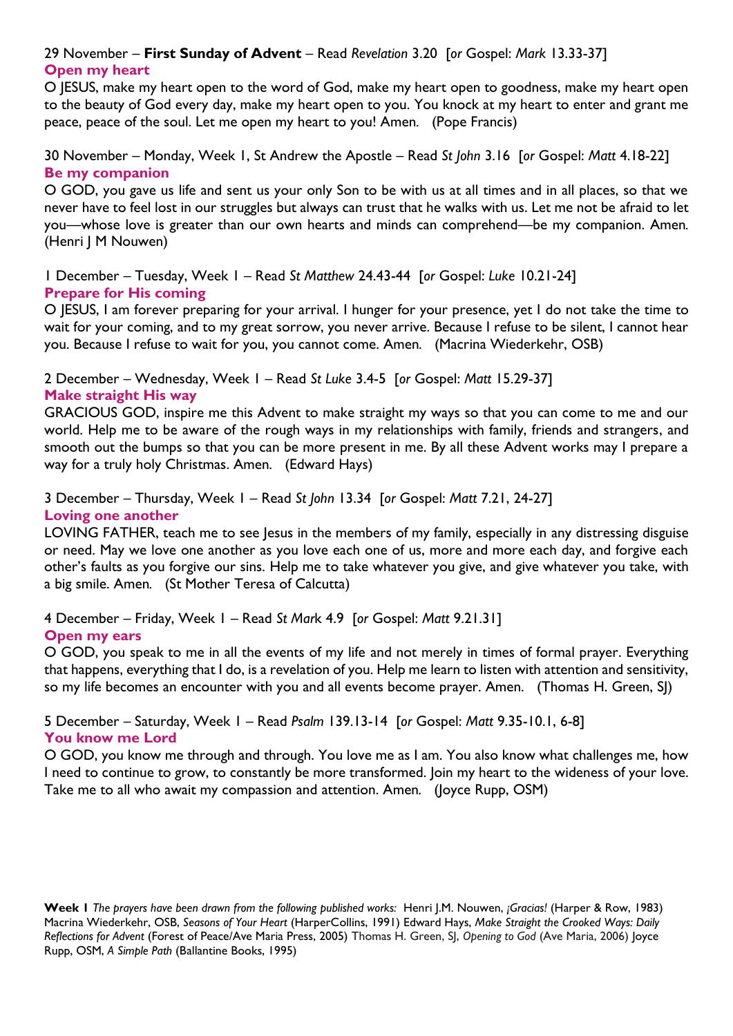29 November – **First Sunday of Advent** – Read *Revelation* 3.20 [*or* Gospel: *Mark* 13.33-37]

### Open my heart

O JESUS, make my heart open to the word of God, make my heart open to goodness, make my heart open to the beauty of God every day, make my heart open to you. You knock at my heart to enter and grant me peace, peace of the soul. Let me open my heart to you! Amen. (Pope Francis)

30 November – Monday, Week 1, St Andrew the Apostle – Read *St John* 3.16 [*or* Gospel: *Matt* 4.18-22]

### Be my companion

O GOD, you gave us life and sent us your only Son to be with us at all times and in all places, so that we never have to feel lost in our struggles but always can trust that he walks with us. Let me not be afraid to let you—whose love is greater than our own hearts and minds can comprehend—be my companion. Amen. (Henri J M Nouwen)

1 December – Tuesday, Week 1 – Read *St Matthew* 24.43-44 [*or* Gospel: *Luke* 10.21-24]

### Prepare for His coming

O JESUS, I am forever preparing for your arrival. I hunger for your presence, yet I do not take the time to wait for your coming, and to my great sorrow, you never arrive. Because I refuse to be silent, I cannot hear you. Because I refuse to wait for you, you cannot come. Amen. (Macrina Wiederkehr, OSB)

2 December – Wednesday, Week 1 – Read *St Luke* 3.4-5 [*or* Gospel: *Matt* 15.29-37]

### Make straight His way

GRACIOUS GOD, inspire me this Advent to make straight my ways so that you can come to me and our world. Help me to be aware of the rough ways in my relationships with family, friends and strangers, and smooth out the bumps so that you can be more present in me. By all these Advent works may I prepare a way for a truly holy Christmas. Amen. (Edward Hays)

3 December – Thursday, Week 1 – Read *St John* 13.34 [*or* Gospel: *Matt* 7.21, 24-27]

### Loving one another

LOVING FATHER, teach me to see Jesus in the members of my family, especially in any distressing disguise or need. May we love one another as you love each one of us, more and more each day, and forgive each other's faults as you forgive our sins. Help me to take whatever you give, and give whatever you take, with a big smile. Amen. (St Mother Teresa of Calcutta)

4 December – Friday, Week 1 – Read *St Mark* 4.9 [*or* Gospel: *Matt* 9.21.31]

### Open my ears

O GOD, you speak to me in all the events of my life and not merely in times of formal prayer. Everything that happens, everything that I do, is a revelation of you. Help me learn to listen with attention and sensitivity, so my life becomes an encounter with you and all events become prayer. Amen. (Thomas H. Green, SJ)

5 December – Saturday, Week 1 – Read *Psalm* 139.13-14 [*or* Gospel: *Matt* 9.35-10.1, 6-8]

### You know me Lord

O GOD, you know me through and through. You love me as I am. You also know what challenges me, how I need to continue to grow, to constantly be more transformed. Join my heart to the wideness of your love. Take me to all who await my compassion and attention. Amen. (Joyce Rupp, OSM)

**Week 1** *The prayers have been drawn from the following published works:* Henri J.M. Nouwen, *¡Gracias!* (Harper & Row, 1983) Macrina Wiederkehr, OSB, *Seasons of Your Heart* (HarperCollins, 1991) Edward Hays, *Make Straight the Crooked Ways: Daily Reflections for Advent* (Forest of Peace/Ave Maria Press, 2005) Thomas H. Green, SJ, *Opening to God* (Ave Maria, 2006) Joyce Rupp, OSM, *A Simple Path* (Ballantine Books, 1995)